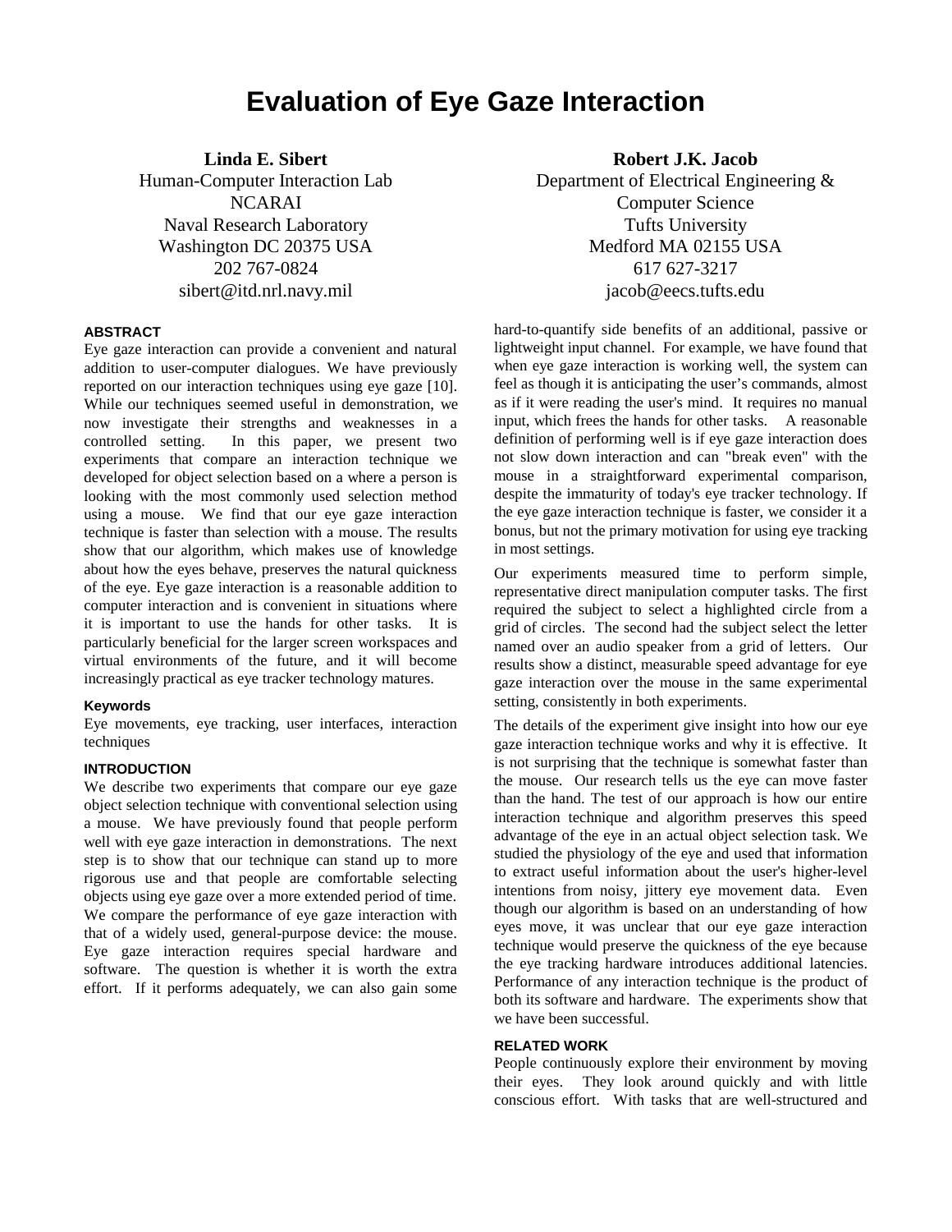# Evaluation of Eye Gaze Interaction

**Linda E. Sibert**
Human-Computer Interaction Lab
NCARAI
Naval Research Laboratory
Washington DC 20375 USA
202 767-0824
sibert@itd.nrl.navy.mil

**Robert J.K. Jacob**
Department of Electrical Engineering & Computer Science
Tufts University
Medford MA 02155 USA
617 627-3217
jacob@eecs.tufts.edu

## ABSTRACT

Eye gaze interaction can provide a convenient and natural addition to user-computer dialogues. We have previously reported on our interaction techniques using eye gaze [10]. While our techniques seemed useful in demonstration, we now investigate their strengths and weaknesses in a controlled setting. In this paper, we present two experiments that compare an interaction technique we developed for object selection based on a where a person is looking with the most commonly used selection method using a mouse. We find that our eye gaze interaction technique is faster than selection with a mouse. The results show that our algorithm, which makes use of knowledge about how the eyes behave, preserves the natural quickness of the eye. Eye gaze interaction is a reasonable addition to computer interaction and is convenient in situations where it is important to use the hands for other tasks. It is particularly beneficial for the larger screen workspaces and virtual environments of the future, and it will become increasingly practical as eye tracker technology matures.

### Keywords

Eye movements, eye tracking, user interfaces, interaction techniques

## INTRODUCTION

We describe two experiments that compare our eye gaze object selection technique with conventional selection using a mouse. We have previously found that people perform well with eye gaze interaction in demonstrations. The next step is to show that our technique can stand up to more rigorous use and that people are comfortable selecting objects using eye gaze over a more extended period of time. We compare the performance of eye gaze interaction with that of a widely used, general-purpose device: the mouse. Eye gaze interaction requires special hardware and software. The question is whether it is worth the extra effort. If it performs adequately, we can also gain some hard-to-quantify side benefits of an additional, passive or lightweight input channel. For example, we have found that when eye gaze interaction is working well, the system can feel as though it is anticipating the user's commands, almost as if it were reading the user's mind. It requires no manual input, which frees the hands for other tasks. A reasonable definition of performing well is if eye gaze interaction does not slow down interaction and can "break even" with the mouse in a straightforward experimental comparison, despite the immaturity of today's eye tracker technology. If the eye gaze interaction technique is faster, we consider it a bonus, but not the primary motivation for using eye tracking in most settings.

Our experiments measured time to perform simple, representative direct manipulation computer tasks. The first required the subject to select a highlighted circle from a grid of circles. The second had the subject select the letter named over an audio speaker from a grid of letters. Our results show a distinct, measurable speed advantage for eye gaze interaction over the mouse in the same experimental setting, consistently in both experiments.

The details of the experiment give insight into how our eye gaze interaction technique works and why it is effective. It is not surprising that the technique is somewhat faster than the mouse. Our research tells us the eye can move faster than the hand. The test of our approach is how our entire interaction technique and algorithm preserves this speed advantage of the eye in an actual object selection task. We studied the physiology of the eye and used that information to extract useful information about the user's higher-level intentions from noisy, jittery eye movement data. Even though our algorithm is based on an understanding of how eyes move, it was unclear that our eye gaze interaction technique would preserve the quickness of the eye because the eye tracking hardware introduces additional latencies. Performance of any interaction technique is the product of both its software and hardware. The experiments show that we have been successful.

## RELATED WORK

People continuously explore their environment by moving their eyes. They look around quickly and with little conscious effort. With tasks that are well-structured and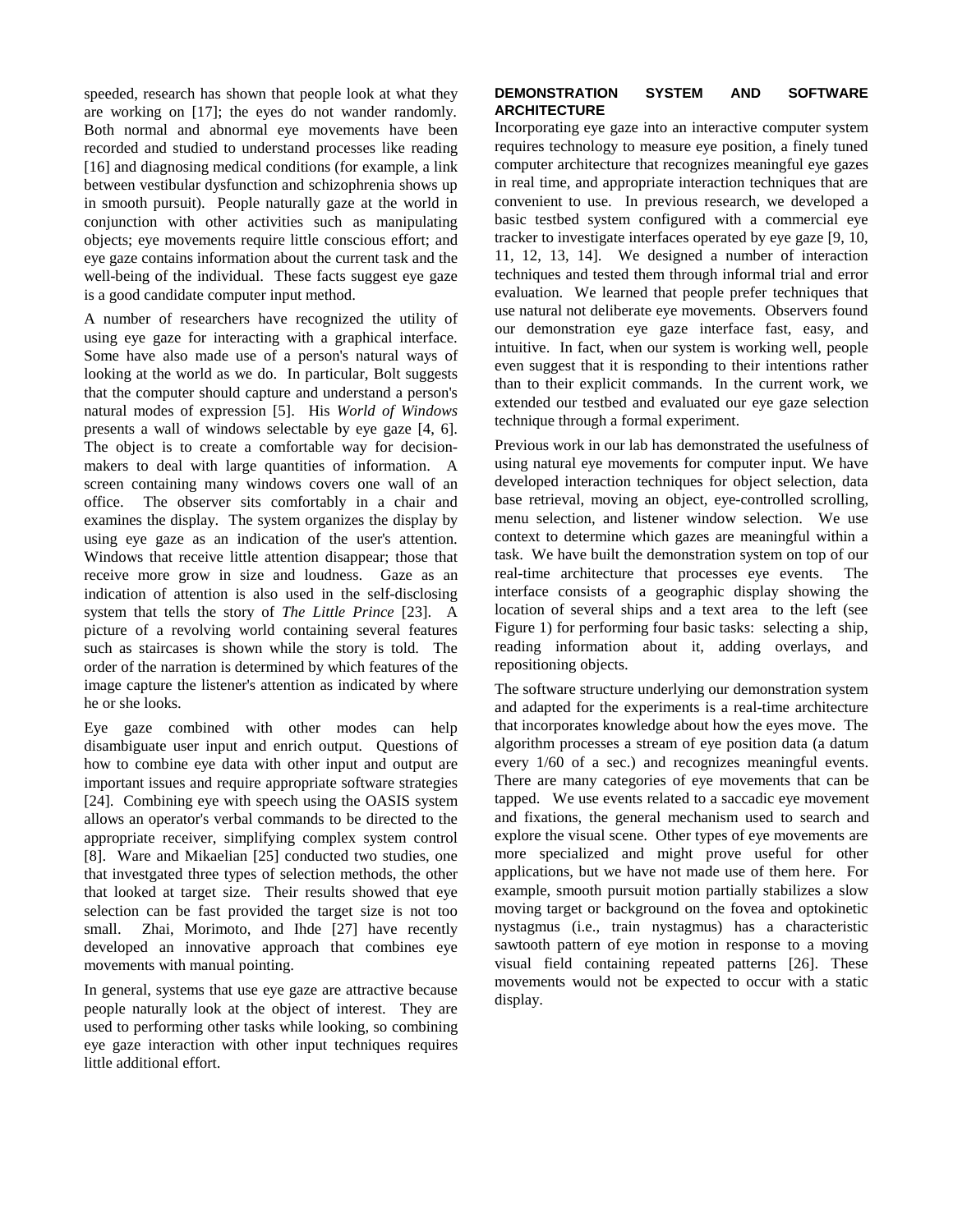speeded, research has shown that people look at what they are working on [17]; the eyes do not wander randomly. Both normal and abnormal eye movements have been recorded and studied to understand processes like reading [16] and diagnosing medical conditions (for example, a link between vestibular dysfunction and schizophrenia shows up in smooth pursuit). People naturally gaze at the world in conjunction with other activities such as manipulating objects; eye movements require little conscious effort; and eye gaze contains information about the current task and the well-being of the individual. These facts suggest eye gaze is a good candidate computer input method.

A number of researchers have recognized the utility of using eye gaze for interacting with a graphical interface. Some have also made use of a person's natural ways of looking at the world as we do. In particular, Bolt suggests that the computer should capture and understand a person's natural modes of expression [5]. His *World of Windows* presents a wall of windows selectable by eye gaze [4, 6]. The object is to create a comfortable way for decision-makers to deal with large quantities of information. A screen containing many windows covers one wall of an office. The observer sits comfortably in a chair and examines the display. The system organizes the display by using eye gaze as an indication of the user's attention. Windows that receive little attention disappear; those that receive more grow in size and loudness. Gaze as an indication of attention is also used in the self-disclosing system that tells the story of *The Little Prince* [23]. A picture of a revolving world containing several features such as staircases is shown while the story is told. The order of the narration is determined by which features of the image capture the listener's attention as indicated by where he or she looks.

Eye gaze combined with other modes can help disambiguate user input and enrich output. Questions of how to combine eye data with other input and output are important issues and require appropriate software strategies [24]. Combining eye with speech using the OASIS system allows an operator's verbal commands to be directed to the appropriate receiver, simplifying complex system control [8]. Ware and Mikaelian [25] conducted two studies, one that investgated three types of selection methods, the other that looked at target size. Their results showed that eye selection can be fast provided the target size is not too small. Zhai, Morimoto, and Ihde [27] have recently developed an innovative approach that combines eye movements with manual pointing.

In general, systems that use eye gaze are attractive because people naturally look at the object of interest. They are used to performing other tasks while looking, so combining eye gaze interaction with other input techniques requires little additional effort.

## DEMONSTRATION SYSTEM AND SOFTWARE ARCHITECTURE

Incorporating eye gaze into an interactive computer system requires technology to measure eye position, a finely tuned computer architecture that recognizes meaningful eye gazes in real time, and appropriate interaction techniques that are convenient to use. In previous research, we developed a basic testbed system configured with a commercial eye tracker to investigate interfaces operated by eye gaze [9, 10, 11, 12, 13, 14]. We designed a number of interaction techniques and tested them through informal trial and error evaluation. We learned that people prefer techniques that use natural not deliberate eye movements. Observers found our demonstration eye gaze interface fast, easy, and intuitive. In fact, when our system is working well, people even suggest that it is responding to their intentions rather than to their explicit commands. In the current work, we extended our testbed and evaluated our eye gaze selection technique through a formal experiment.

Previous work in our lab has demonstrated the usefulness of using natural eye movements for computer input. We have developed interaction techniques for object selection, data base retrieval, moving an object, eye-controlled scrolling, menu selection, and listener window selection. We use context to determine which gazes are meaningful within a task. We have built the demonstration system on top of our real-time architecture that processes eye events. The interface consists of a geographic display showing the location of several ships and a text area to the left (see Figure 1) for performing four basic tasks: selecting a ship, reading information about it, adding overlays, and repositioning objects.

The software structure underlying our demonstration system and adapted for the experiments is a real-time architecture that incorporates knowledge about how the eyes move. The algorithm processes a stream of eye position data (a datum every 1/60 of a sec.) and recognizes meaningful events. There are many categories of eye movements that can be tapped. We use events related to a saccadic eye movement and fixations, the general mechanism used to search and explore the visual scene. Other types of eye movements are more specialized and might prove useful for other applications, but we have not made use of them here. For example, smooth pursuit motion partially stabilizes a slow moving target or background on the fovea and optokinetic nystagmus (i.e., train nystagmus) has a characteristic sawtooth pattern of eye motion in response to a moving visual field containing repeated patterns [26]. These movements would not be expected to occur with a static display.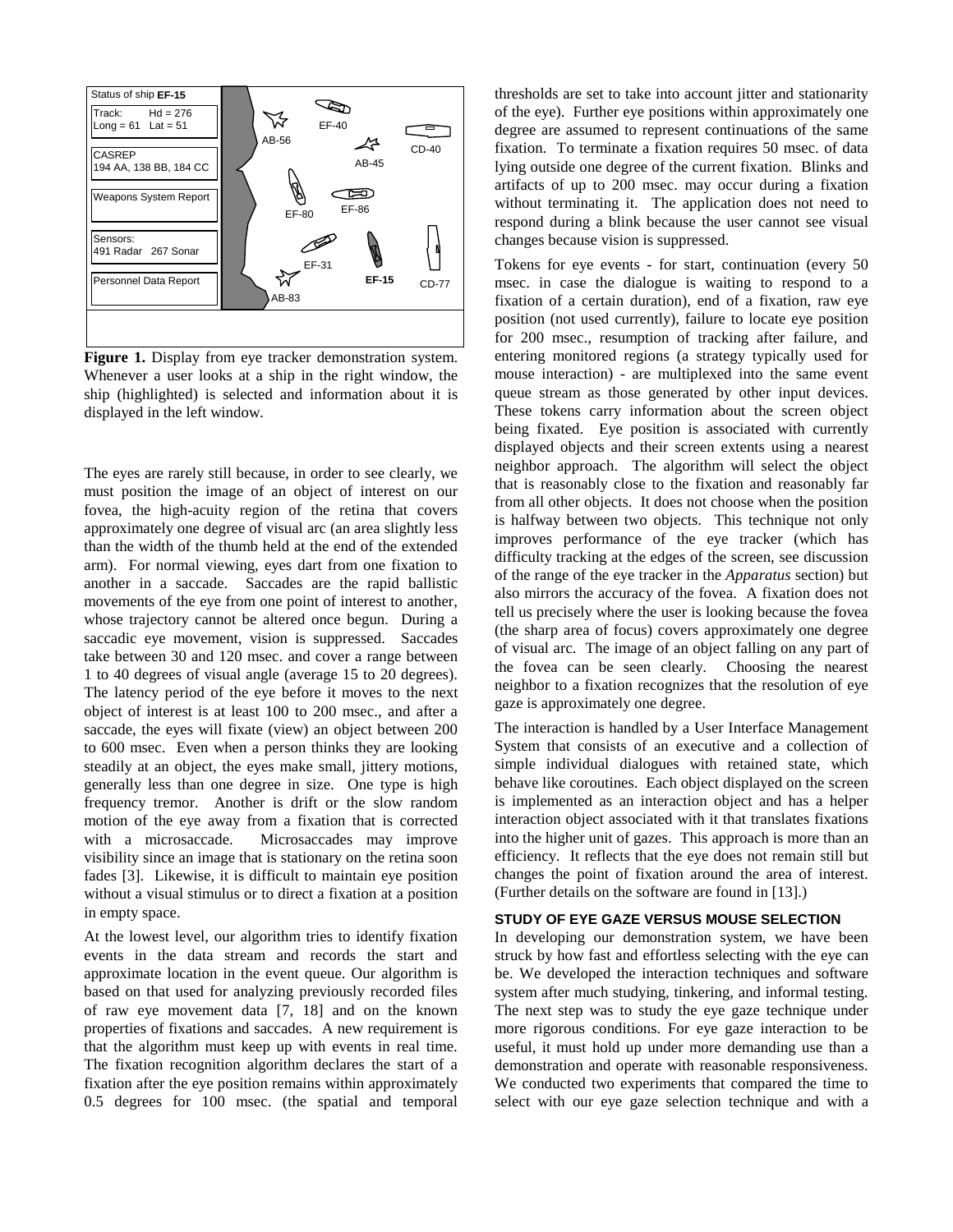Status of ship **EF-15**

Track: Hd = 276
Long = 61 Lat = 51

CASREP
194 AA, 138 BB, 184 CC

Weapons System Report

Sensors:
491 Radar 267 Sonar

Personnel Data Report

EF-40
AB-56
CD-40
AB-45
EF-80
EF-86
EF-31
AB-83
**EF-15**
CD-77

**Figure 1.** Display from eye tracker demonstration system. Whenever a user looks at a ship in the right window, the ship (highlighted) is selected and information about it is displayed in the left window.

The eyes are rarely still because, in order to see clearly, we must position the image of an object of interest on our fovea, the high-acuity region of the retina that covers approximately one degree of visual arc (an area slightly less than the width of the thumb held at the end of the extended arm). For normal viewing, eyes dart from one fixation to another in a saccade. Saccades are the rapid ballistic movements of the eye from one point of interest to another, whose trajectory cannot be altered once begun. During a saccadic eye movement, vision is suppressed. Saccades take between 30 and 120 msec. and cover a range between 1 to 40 degrees of visual angle (average 15 to 20 degrees). The latency period of the eye before it moves to the next object of interest is at least 100 to 200 msec., and after a saccade, the eyes will fixate (view) an object between 200 to 600 msec. Even when a person thinks they are looking steadily at an object, the eyes make small, jittery motions, generally less than one degree in size. One type is high frequency tremor. Another is drift or the slow random motion of the eye away from a fixation that is corrected with a microsaccade. Microsaccades may improve visibility since an image that is stationary on the retina soon fades [3]. Likewise, it is difficult to maintain eye position without a visual stimulus or to direct a fixation at a position in empty space.

At the lowest level, our algorithm tries to identify fixation events in the data stream and records the start and approximate location in the event queue. Our algorithm is based on that used for analyzing previously recorded files of raw eye movement data [7, 18] and on the known properties of fixations and saccades. A new requirement is that the algorithm must keep up with events in real time. The fixation recognition algorithm declares the start of a fixation after the eye position remains within approximately 0.5 degrees for 100 msec. (the spatial and temporal thresholds are set to take into account jitter and stationarity of the eye). Further eye positions within approximately one degree are assumed to represent continuations of the same fixation. To terminate a fixation requires 50 msec. of data lying outside one degree of the current fixation. Blinks and artifacts of up to 200 msec. may occur during a fixation without terminating it. The application does not need to respond during a blink because the user cannot see visual changes because vision is suppressed.

Tokens for eye events - for start, continuation (every 50 msec. in case the dialogue is waiting to respond to a fixation of a certain duration), end of a fixation, raw eye position (not used currently), failure to locate eye position for 200 msec., resumption of tracking after failure, and entering monitored regions (a strategy typically used for mouse interaction) - are multiplexed into the same event queue stream as those generated by other input devices. These tokens carry information about the screen object being fixated. Eye position is associated with currently displayed objects and their screen extents using a nearest neighbor approach. The algorithm will select the object that is reasonably close to the fixation and reasonably far from all other objects. It does not choose when the position is halfway between two objects. This technique not only improves performance of the eye tracker (which has difficulty tracking at the edges of the screen, see discussion of the range of the eye tracker in the *Apparatus* section) but also mirrors the accuracy of the fovea. A fixation does not tell us precisely where the user is looking because the fovea (the sharp area of focus) covers approximately one degree of visual arc. The image of an object falling on any part of the fovea can be seen clearly. Choosing the nearest neighbor to a fixation recognizes that the resolution of eye gaze is approximately one degree.

The interaction is handled by a User Interface Management System that consists of an executive and a collection of simple individual dialogues with retained state, which behave like coroutines. Each object displayed on the screen is implemented as an interaction object and has a helper interaction object associated with it that translates fixations into the higher unit of gazes. This approach is more than an efficiency. It reflects that the eye does not remain still but changes the point of fixation around the area of interest. (Further details on the software are found in [13].)

## STUDY OF EYE GAZE VERSUS MOUSE SELECTION

In developing our demonstration system, we have been struck by how fast and effortless selecting with the eye can be. We developed the interaction techniques and software system after much studying, tinkering, and informal testing. The next step was to study the eye gaze technique under more rigorous conditions. For eye gaze interaction to be useful, it must hold up under more demanding use than a demonstration and operate with reasonable responsiveness. We conducted two experiments that compared the time to select with our eye gaze selection technique and with a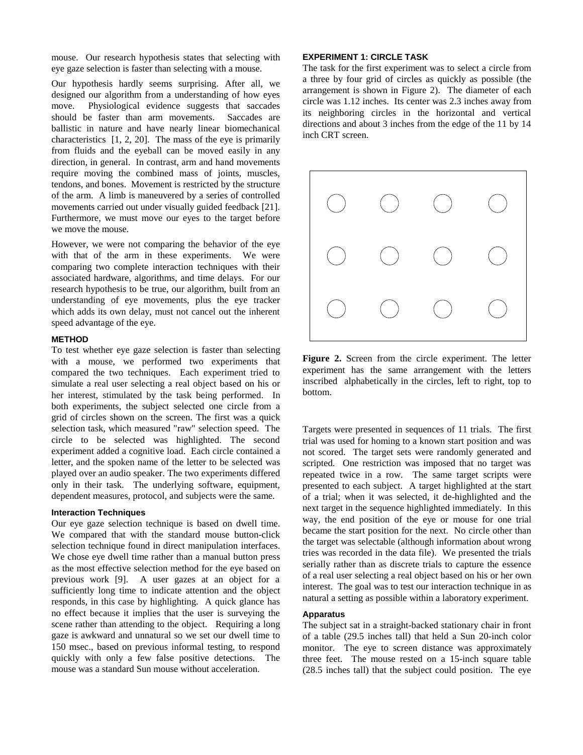mouse. Our research hypothesis states that selecting with eye gaze selection is faster than selecting with a mouse.

Our hypothesis hardly seems surprising. After all, we designed our algorithm from a understanding of how eyes move. Physiological evidence suggests that saccades should be faster than arm movements. Saccades are ballistic in nature and have nearly linear biomechanical characteristics [1, 2, 20]. The mass of the eye is primarily from fluids and the eyeball can be moved easily in any direction, in general. In contrast, arm and hand movements require moving the combined mass of joints, muscles, tendons, and bones. Movement is restricted by the structure of the arm. A limb is maneuvered by a series of controlled movements carried out under visually guided feedback [21]. Furthermore, we must move our eyes to the target before we move the mouse.

However, we were not comparing the behavior of the eye with that of the arm in these experiments. We were comparing two complete interaction techniques with their associated hardware, algorithms, and time delays. For our research hypothesis to be true, our algorithm, built from an understanding of eye movements, plus the eye tracker which adds its own delay, must not cancel out the inherent speed advantage of the eye.

## METHOD

To test whether eye gaze selection is faster than selecting with a mouse, we performed two experiments that compared the two techniques. Each experiment tried to simulate a real user selecting a real object based on his or her interest, stimulated by the task being performed. In both experiments, the subject selected one circle from a grid of circles shown on the screen. The first was a quick selection task, which measured "raw" selection speed. The circle to be selected was highlighted. The second experiment added a cognitive load. Each circle contained a letter, and the spoken name of the letter to be selected was played over an audio speaker. The two experiments differed only in their task. The underlying software, equipment, dependent measures, protocol, and subjects were the same.

### Interaction Techniques

Our eye gaze selection technique is based on dwell time. We compared that with the standard mouse button-click selection technique found in direct manipulation interfaces. We chose eye dwell time rather than a manual button press as the most effective selection method for the eye based on previous work [9]. A user gazes at an object for a sufficiently long time to indicate attention and the object responds, in this case by highlighting. A quick glance has no effect because it implies that the user is surveying the scene rather than attending to the object. Requiring a long gaze is awkward and unnatural so we set our dwell time to 150 msec., based on previous informal testing, to respond quickly with only a few false positive detections. The mouse was a standard Sun mouse without acceleration.

## EXPERIMENT 1: CIRCLE TASK

The task for the first experiment was to select a circle from a three by four grid of circles as quickly as possible (the arrangement is shown in Figure 2). The diameter of each circle was 1.12 inches. Its center was 2.3 inches away from its neighboring circles in the horizontal and vertical directions and about 3 inches from the edge of the 11 by 14 inch CRT screen.

**Figure 2.** Screen from the circle experiment. The letter experiment has the same arrangement with the letters inscribed alphabetically in the circles, left to right, top to bottom.

Targets were presented in sequences of 11 trials. The first trial was used for homing to a known start position and was not scored. The target sets were randomly generated and scripted. One restriction was imposed that no target was repeated twice in a row. The same target scripts were presented to each subject. A target highlighted at the start of a trial; when it was selected, it de-highlighted and the next target in the sequence highlighted immediately. In this way, the end position of the eye or mouse for one trial became the start position for the next. No circle other than the target was selectable (although information about wrong tries was recorded in the data file). We presented the trials serially rather than as discrete trials to capture the essence of a real user selecting a real object based on his or her own interest. The goal was to test our interaction technique in as natural a setting as possible within a laboratory experiment.

### Apparatus

The subject sat in a straight-backed stationary chair in front of a table (29.5 inches tall) that held a Sun 20-inch color monitor. The eye to screen distance was approximately three feet. The mouse rested on a 15-inch square table (28.5 inches tall) that the subject could position. The eye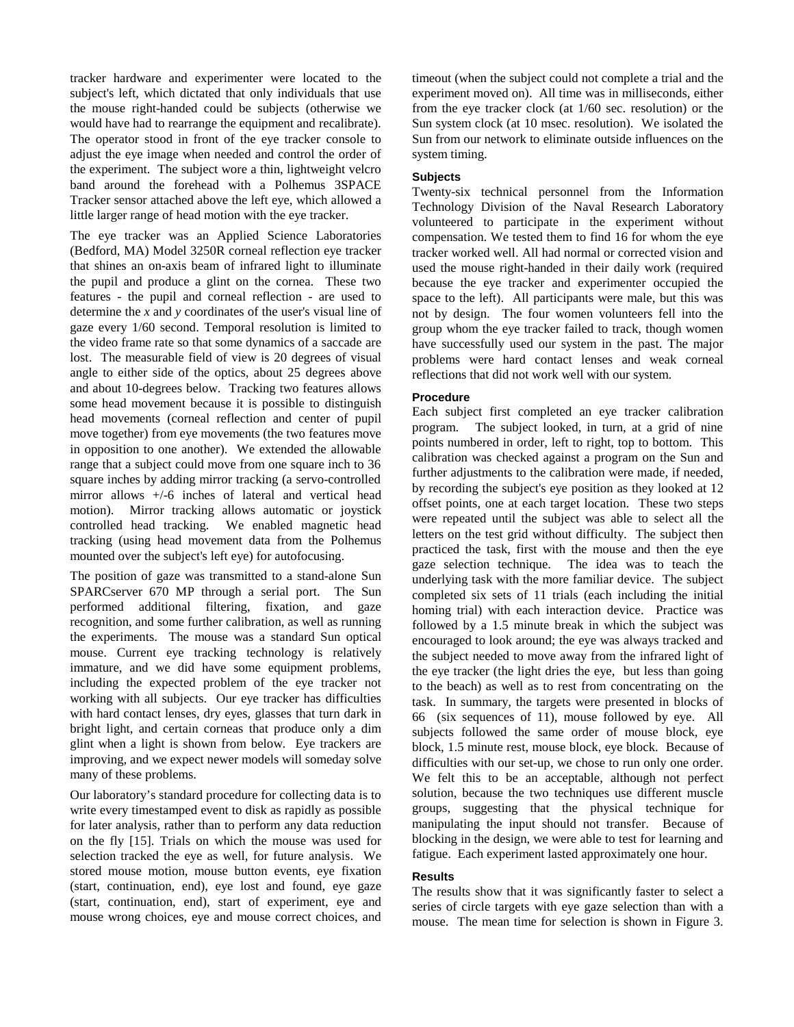tracker hardware and experimenter were located to the subject's left, which dictated that only individuals that use the mouse right-handed could be subjects (otherwise we would have had to rearrange the equipment and recalibrate). The operator stood in front of the eye tracker console to adjust the eye image when needed and control the order of the experiment. The subject wore a thin, lightweight velcro band around the forehead with a Polhemus 3SPACE Tracker sensor attached above the left eye, which allowed a little larger range of head motion with the eye tracker.

The eye tracker was an Applied Science Laboratories (Bedford, MA) Model 3250R corneal reflection eye tracker that shines an on-axis beam of infrared light to illuminate the pupil and produce a glint on the cornea. These two features - the pupil and corneal reflection - are used to determine the *x* and *y* coordinates of the user's visual line of gaze every 1/60 second. Temporal resolution is limited to the video frame rate so that some dynamics of a saccade are lost. The measurable field of view is 20 degrees of visual angle to either side of the optics, about 25 degrees above and about 10-degrees below. Tracking two features allows some head movement because it is possible to distinguish head movements (corneal reflection and center of pupil move together) from eye movements (the two features move in opposition to one another). We extended the allowable range that a subject could move from one square inch to 36 square inches by adding mirror tracking (a servo-controlled mirror allows +/-6 inches of lateral and vertical head motion). Mirror tracking allows automatic or joystick controlled head tracking. We enabled magnetic head tracking (using head movement data from the Polhemus mounted over the subject's left eye) for autofocusing.

The position of gaze was transmitted to a stand-alone Sun SPARCserver 670 MP through a serial port. The Sun performed additional filtering, fixation, and gaze recognition, and some further calibration, as well as running the experiments. The mouse was a standard Sun optical mouse. Current eye tracking technology is relatively immature, and we did have some equipment problems, including the expected problem of the eye tracker not working with all subjects. Our eye tracker has difficulties with hard contact lenses, dry eyes, glasses that turn dark in bright light, and certain corneas that produce only a dim glint when a light is shown from below. Eye trackers are improving, and we expect newer models will someday solve many of these problems.

Our laboratory's standard procedure for collecting data is to write every timestamped event to disk as rapidly as possible for later analysis, rather than to perform any data reduction on the fly [15]. Trials on which the mouse was used for selection tracked the eye as well, for future analysis. We stored mouse motion, mouse button events, eye fixation (start, continuation, end), eye lost and found, eye gaze (start, continuation, end), start of experiment, eye and mouse wrong choices, eye and mouse correct choices, and timeout (when the subject could not complete a trial and the experiment moved on). All time was in milliseconds, either from the eye tracker clock (at 1/60 sec. resolution) or the Sun system clock (at 10 msec. resolution). We isolated the Sun from our network to eliminate outside influences on the system timing.

#### Subjects

Twenty-six technical personnel from the Information Technology Division of the Naval Research Laboratory volunteered to participate in the experiment without compensation. We tested them to find 16 for whom the eye tracker worked well. All had normal or corrected vision and used the mouse right-handed in their daily work (required because the eye tracker and experimenter occupied the space to the left). All participants were male, but this was not by design. The four women volunteers fell into the group whom the eye tracker failed to track, though women have successfully used our system in the past. The major problems were hard contact lenses and weak corneal reflections that did not work well with our system.

#### Procedure

Each subject first completed an eye tracker calibration program. The subject looked, in turn, at a grid of nine points numbered in order, left to right, top to bottom. This calibration was checked against a program on the Sun and further adjustments to the calibration were made, if needed, by recording the subject's eye position as they looked at 12 offset points, one at each target location. These two steps were repeated until the subject was able to select all the letters on the test grid without difficulty. The subject then practiced the task, first with the mouse and then the eye gaze selection technique. The idea was to teach the underlying task with the more familiar device. The subject completed six sets of 11 trials (each including the initial homing trial) with each interaction device. Practice was followed by a 1.5 minute break in which the subject was encouraged to look around; the eye was always tracked and the subject needed to move away from the infrared light of the eye tracker (the light dries the eye, but less than going to the beach) as well as to rest from concentrating on the task. In summary, the targets were presented in blocks of 66 (six sequences of 11), mouse followed by eye. All subjects followed the same order of mouse block, eye block, 1.5 minute rest, mouse block, eye block. Because of difficulties with our set-up, we chose to run only one order. We felt this to be an acceptable, although not perfect solution, because the two techniques use different muscle groups, suggesting that the physical technique for manipulating the input should not transfer. Because of blocking in the design, we were able to test for learning and fatigue. Each experiment lasted approximately one hour.

#### Results

The results show that it was significantly faster to select a series of circle targets with eye gaze selection than with a mouse. The mean time for selection is shown in Figure 3.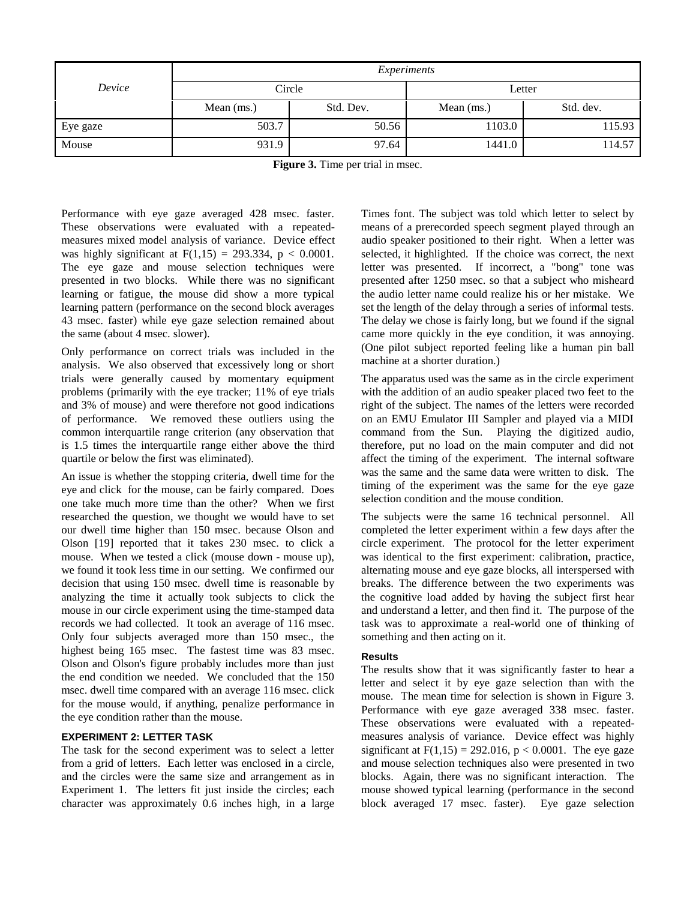| *Device* | *Experiments* | | | |
|---|---|---|---|---|
| | Circle | | Letter | |
| | Mean (ms.) | Std. Dev. | Mean (ms.) | Std. dev. |
| Eye gaze | 503.7 | 50.56 | 1103.0 | 115.93 |
| Mouse | 931.9 | 97.64 | 1441.0 | 114.57 |

**Figure 3.** Time per trial in msec.

Performance with eye gaze averaged 428 msec. faster. These observations were evaluated with a repeated-measures mixed model analysis of variance. Device effect was highly significant at $F(1,15) = 293.334$, $p < 0.0001$. The eye gaze and mouse selection techniques were presented in two blocks. While there was no significant learning or fatigue, the mouse did show a more typical learning pattern (performance on the second block averages 43 msec. faster) while eye gaze selection remained about the same (about 4 msec. slower).

Only performance on correct trials was included in the analysis. We also observed that excessively long or short trials were generally caused by momentary equipment problems (primarily with the eye tracker; 11% of eye trials and 3% of mouse) and were therefore not good indications of performance. We removed these outliers using the common interquartile range criterion (any observation that is 1.5 times the interquartile range either above the third quartile or below the first was eliminated).

An issue is whether the stopping criteria, dwell time for the eye and click for the mouse, can be fairly compared. Does one take much more time than the other? When we first researched the question, we thought we would have to set our dwell time higher than 150 msec. because Olson and Olson [19] reported that it takes 230 msec. to click a mouse. When we tested a click (mouse down - mouse up), we found it took less time in our setting. We confirmed our decision that using 150 msec. dwell time is reasonable by analyzing the time it actually took subjects to click the mouse in our circle experiment using the time-stamped data records we had collected. It took an average of 116 msec. Only four subjects averaged more than 150 msec., the highest being 165 msec. The fastest time was 83 msec. Olson and Olson's figure probably includes more than just the end condition we needed. We concluded that the 150 msec. dwell time compared with an average 116 msec. click for the mouse would, if anything, penalize performance in the eye condition rather than the mouse.

### EXPERIMENT 2: LETTER TASK

The task for the second experiment was to select a letter from a grid of letters. Each letter was enclosed in a circle, and the circles were the same size and arrangement as in Experiment 1. The letters fit just inside the circles; each character was approximately 0.6 inches high, in a large Times font. The subject was told which letter to select by means of a prerecorded speech segment played through an audio speaker positioned to their right. When a letter was selected, it highlighted. If the choice was correct, the next letter was presented. If incorrect, a "bong" tone was presented after 1250 msec. so that a subject who misheard the audio letter name could realize his or her mistake. We set the length of the delay through a series of informal tests. The delay we chose is fairly long, but we found if the signal came more quickly in the eye condition, it was annoying. (One pilot subject reported feeling like a human pin ball machine at a shorter duration.)

The apparatus used was the same as in the circle experiment with the addition of an audio speaker placed two feet to the right of the subject. The names of the letters were recorded on an EMU Emulator III Sampler and played via a MIDI command from the Sun. Playing the digitized audio, therefore, put no load on the main computer and did not affect the timing of the experiment. The internal software was the same and the same data were written to disk. The timing of the experiment was the same for the eye gaze selection condition and the mouse condition.

The subjects were the same 16 technical personnel. All completed the letter experiment within a few days after the circle experiment. The protocol for the letter experiment was identical to the first experiment: calibration, practice, alternating mouse and eye gaze blocks, all interspersed with breaks. The difference between the two experiments was the cognitive load added by having the subject first hear and understand a letter, and then find it. The purpose of the task was to approximate a real-world one of thinking of something and then acting on it.

#### Results

The results show that it was significantly faster to hear a letter and select it by eye gaze selection than with the mouse. The mean time for selection is shown in Figure 3. Performance with eye gaze averaged 338 msec. faster. These observations were evaluated with a repeated-measures analysis of variance. Device effect was highly significant at $F(1,15) = 292.016$, $p < 0.0001$. The eye gaze and mouse selection techniques also were presented in two blocks. Again, there was no significant interaction. The mouse showed typical learning (performance in the second block averaged 17 msec. faster). Eye gaze selection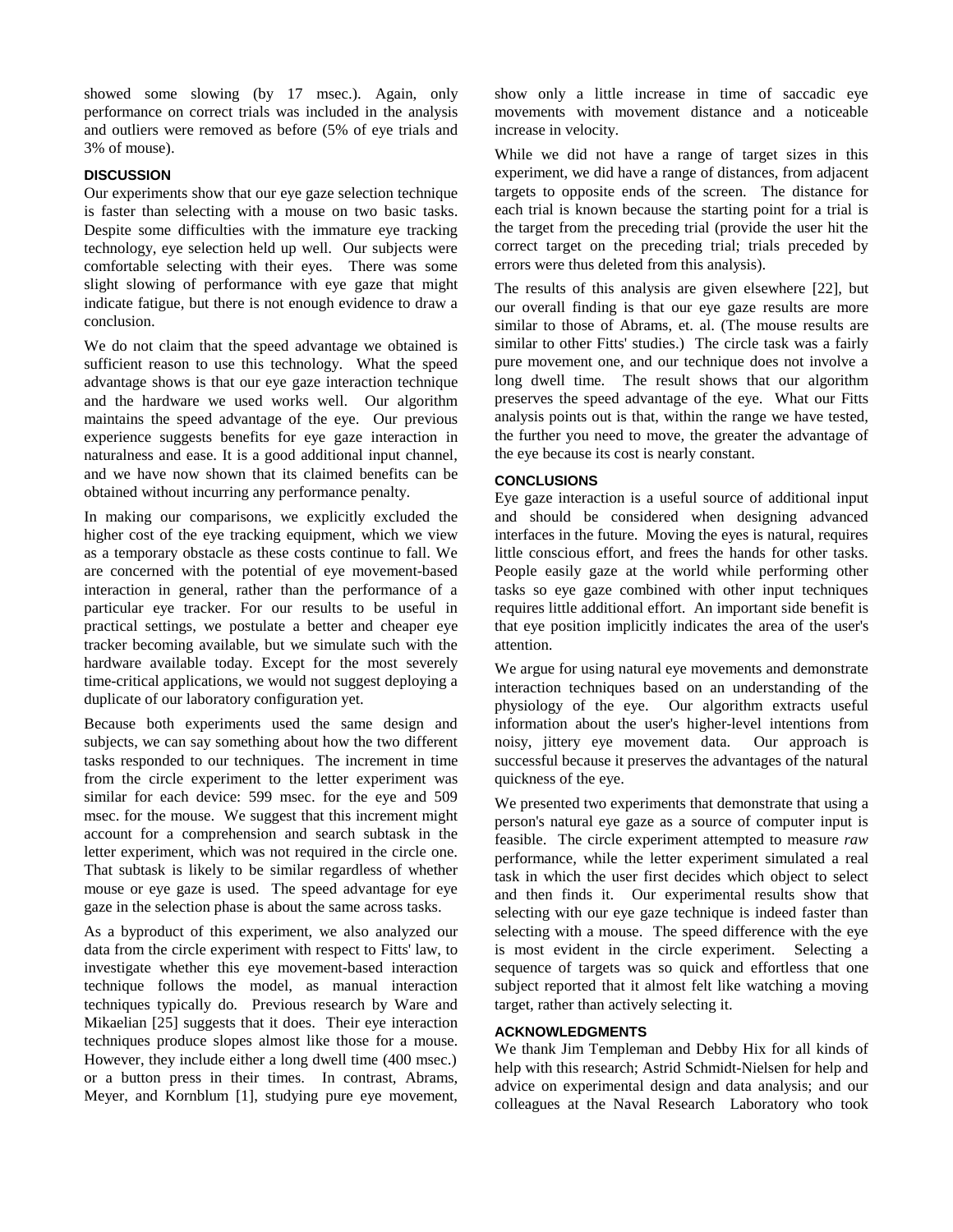showed some slowing (by 17 msec.). Again, only performance on correct trials was included in the analysis and outliers were removed as before (5% of eye trials and 3% of mouse).

## DISCUSSION

Our experiments show that our eye gaze selection technique is faster than selecting with a mouse on two basic tasks. Despite some difficulties with the immature eye tracking technology, eye selection held up well. Our subjects were comfortable selecting with their eyes. There was some slight slowing of performance with eye gaze that might indicate fatigue, but there is not enough evidence to draw a conclusion.

We do not claim that the speed advantage we obtained is sufficient reason to use this technology. What the speed advantage shows is that our eye gaze interaction technique and the hardware we used works well. Our algorithm maintains the speed advantage of the eye. Our previous experience suggests benefits for eye gaze interaction in naturalness and ease. It is a good additional input channel, and we have now shown that its claimed benefits can be obtained without incurring any performance penalty.

In making our comparisons, we explicitly excluded the higher cost of the eye tracking equipment, which we view as a temporary obstacle as these costs continue to fall. We are concerned with the potential of eye movement-based interaction in general, rather than the performance of a particular eye tracker. For our results to be useful in practical settings, we postulate a better and cheaper eye tracker becoming available, but we simulate such with the hardware available today. Except for the most severely time-critical applications, we would not suggest deploying a duplicate of our laboratory configuration yet.

Because both experiments used the same design and subjects, we can say something about how the two different tasks responded to our techniques. The increment in time from the circle experiment to the letter experiment was similar for each device: 599 msec. for the eye and 509 msec. for the mouse. We suggest that this increment might account for a comprehension and search subtask in the letter experiment, which was not required in the circle one. That subtask is likely to be similar regardless of whether mouse or eye gaze is used. The speed advantage for eye gaze in the selection phase is about the same across tasks.

As a byproduct of this experiment, we also analyzed our data from the circle experiment with respect to Fitts' law, to investigate whether this eye movement-based interaction technique follows the model, as manual interaction techniques typically do. Previous research by Ware and Mikaelian [25] suggests that it does. Their eye interaction techniques produce slopes almost like those for a mouse. However, they include either a long dwell time (400 msec.) or a button press in their times. In contrast, Abrams, Meyer, and Kornblum [1], studying pure eye movement, show only a little increase in time of saccadic eye movements with movement distance and a noticeable increase in velocity.

While we did not have a range of target sizes in this experiment, we did have a range of distances, from adjacent targets to opposite ends of the screen. The distance for each trial is known because the starting point for a trial is the target from the preceding trial (provide the user hit the correct target on the preceding trial; trials preceded by errors were thus deleted from this analysis).

The results of this analysis are given elsewhere [22], but our overall finding is that our eye gaze results are more similar to those of Abrams, et. al. (The mouse results are similar to other Fitts' studies.) The circle task was a fairly pure movement one, and our technique does not involve a long dwell time. The result shows that our algorithm preserves the speed advantage of the eye. What our Fitts analysis points out is that, within the range we have tested, the further you need to move, the greater the advantage of the eye because its cost is nearly constant.

## CONCLUSIONS

Eye gaze interaction is a useful source of additional input and should be considered when designing advanced interfaces in the future. Moving the eyes is natural, requires little conscious effort, and frees the hands for other tasks. People easily gaze at the world while performing other tasks so eye gaze combined with other input techniques requires little additional effort. An important side benefit is that eye position implicitly indicates the area of the user's attention.

We argue for using natural eye movements and demonstrate interaction techniques based on an understanding of the physiology of the eye. Our algorithm extracts useful information about the user's higher-level intentions from noisy, jittery eye movement data. Our approach is successful because it preserves the advantages of the natural quickness of the eye.

We presented two experiments that demonstrate that using a person's natural eye gaze as a source of computer input is feasible. The circle experiment attempted to measure *raw* performance, while the letter experiment simulated a real task in which the user first decides which object to select and then finds it. Our experimental results show that selecting with our eye gaze technique is indeed faster than selecting with a mouse. The speed difference with the eye is most evident in the circle experiment. Selecting a sequence of targets was so quick and effortless that one subject reported that it almost felt like watching a moving target, rather than actively selecting it.

## ACKNOWLEDGMENTS

We thank Jim Templeman and Debby Hix for all kinds of help with this research; Astrid Schmidt-Nielsen for help and advice on experimental design and data analysis; and our colleagues at the Naval Research Laboratory who took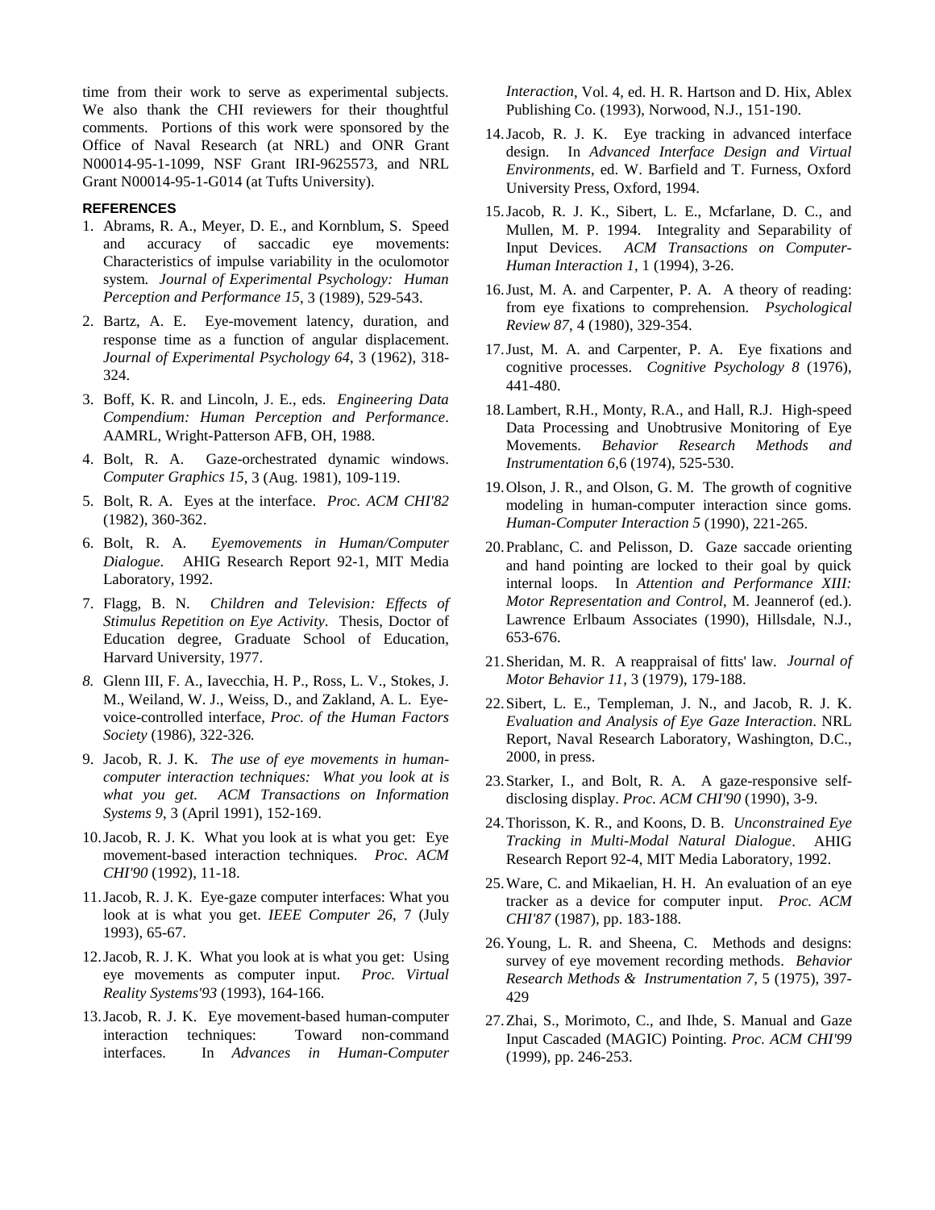time from their work to serve as experimental subjects. We also thank the CHI reviewers for their thoughtful comments. Portions of this work were sponsored by the Office of Naval Research (at NRL) and ONR Grant N00014-95-1-1099, NSF Grant IRI-9625573, and NRL Grant N00014-95-1-G014 (at Tufts University).

## REFERENCES

1. Abrams, R. A., Meyer, D. E., and Kornblum, S. Speed and accuracy of saccadic eye movements: Characteristics of impulse variability in the oculomotor system. *Journal of Experimental Psychology: Human Perception and Performance 15*, 3 (1989), 529-543.
2. Bartz, A. E. Eye-movement latency, duration, and response time as a function of angular displacement. *Journal of Experimental Psychology 64*, 3 (1962), 318-324.
3. Boff, K. R. and Lincoln, J. E., eds. *Engineering Data Compendium: Human Perception and Performance*. AAMRL, Wright-Patterson AFB, OH, 1988.
4. Bolt, R. A. Gaze-orchestrated dynamic windows. *Computer Graphics 15*, 3 (Aug. 1981), 109-119.
5. Bolt, R. A. Eyes at the interface. *Proc. ACM CHI'82* (1982), 360-362.
6. Bolt, R. A. *Eyemovements in Human/Computer Dialogue*. AHIG Research Report 92-1, MIT Media Laboratory, 1992.
7. Flagg, B. N. *Children and Television: Effects of Stimulus Repetition on Eye Activity*. Thesis, Doctor of Education degree, Graduate School of Education, Harvard University, 1977.
8. Glenn III, F. A., Iavecchia, H. P., Ross, L. V., Stokes, J. M., Weiland, W. J., Weiss, D., and Zakland, A. L. Eye-voice-controlled interface, *Proc. of the Human Factors Society* (1986), 322-326.
9. Jacob, R. J. K. *The use of eye movements in human-computer interaction techniques: What you look at is what you get. ACM Transactions on Information Systems 9*, 3 (April 1991), 152-169.
10. Jacob, R. J. K. What you look at is what you get: Eye movement-based interaction techniques. *Proc. ACM CHI'90* (1992), 11-18.
11. Jacob, R. J. K. Eye-gaze computer interfaces: What you look at is what you get. *IEEE Computer 26*, 7 (July 1993), 65-67.
12. Jacob, R. J. K. What you look at is what you get: Using eye movements as computer input. *Proc. Virtual Reality Systems'93* (1993), 164-166.
13. Jacob, R. J. K. Eye movement-based human-computer interaction techniques: Toward non-command interfaces. In *Advances in Human-Computer Interaction*, Vol. 4, ed. H. R. Hartson and D. Hix, Ablex Publishing Co. (1993), Norwood, N.J., 151-190.
14. Jacob, R. J. K. Eye tracking in advanced interface design. In *Advanced Interface Design and Virtual Environments*, ed. W. Barfield and T. Furness, Oxford University Press, Oxford, 1994.
15. Jacob, R. J. K., Sibert, L. E., Mcfarlane, D. C., and Mullen, M. P. 1994. Integrality and Separability of Input Devices. *ACM Transactions on Computer-Human Interaction 1*, 1 (1994), 3-26.
16. Just, M. A. and Carpenter, P. A. A theory of reading: from eye fixations to comprehension. *Psychological Review 87*, 4 (1980), 329-354.
17. Just, M. A. and Carpenter, P. A. Eye fixations and cognitive processes. *Cognitive Psychology 8* (1976), 441-480.
18. Lambert, R.H., Monty, R.A., and Hall, R.J. High-speed Data Processing and Unobtrusive Monitoring of Eye Movements. *Behavior Research Methods and Instrumentation 6*,6 (1974), 525-530.
19. Olson, J. R., and Olson, G. M. The growth of cognitive modeling in human-computer interaction since goms. *Human-Computer Interaction 5* (1990), 221-265.
20. Prablanc, C. and Pelisson, D. Gaze saccade orienting and hand pointing are locked to their goal by quick internal loops. In *Attention and Performance XIII: Motor Representation and Control*, M. Jeannerof (ed.). Lawrence Erlbaum Associates (1990), Hillsdale, N.J., 653-676.
21. Sheridan, M. R. A reappraisal of fitts' law. *Journal of Motor Behavior 11*, 3 (1979), 179-188.
22. Sibert, L. E., Templeman, J. N., and Jacob, R. J. K. *Evaluation and Analysis of Eye Gaze Interaction*. NRL Report, Naval Research Laboratory, Washington, D.C., 2000, in press.
23. Starker, I., and Bolt, R. A. A gaze-responsive self-disclosing display. *Proc. ACM CHI'90* (1990), 3-9.
24. Thorisson, K. R., and Koons, D. B. *Unconstrained Eye Tracking in Multi-Modal Natural Dialogue*. AHIG Research Report 92-4, MIT Media Laboratory, 1992.
25. Ware, C. and Mikaelian, H. H. An evaluation of an eye tracker as a device for computer input. *Proc. ACM CHI'87* (1987), pp. 183-188.
26. Young, L. R. and Sheena, C. Methods and designs: survey of eye movement recording methods. *Behavior Research Methods & Instrumentation 7*, 5 (1975), 397-429
27. Zhai, S., Morimoto, C., and Ihde, S. Manual and Gaze Input Cascaded (MAGIC) Pointing. *Proc. ACM CHI'99* (1999), pp. 246-253.